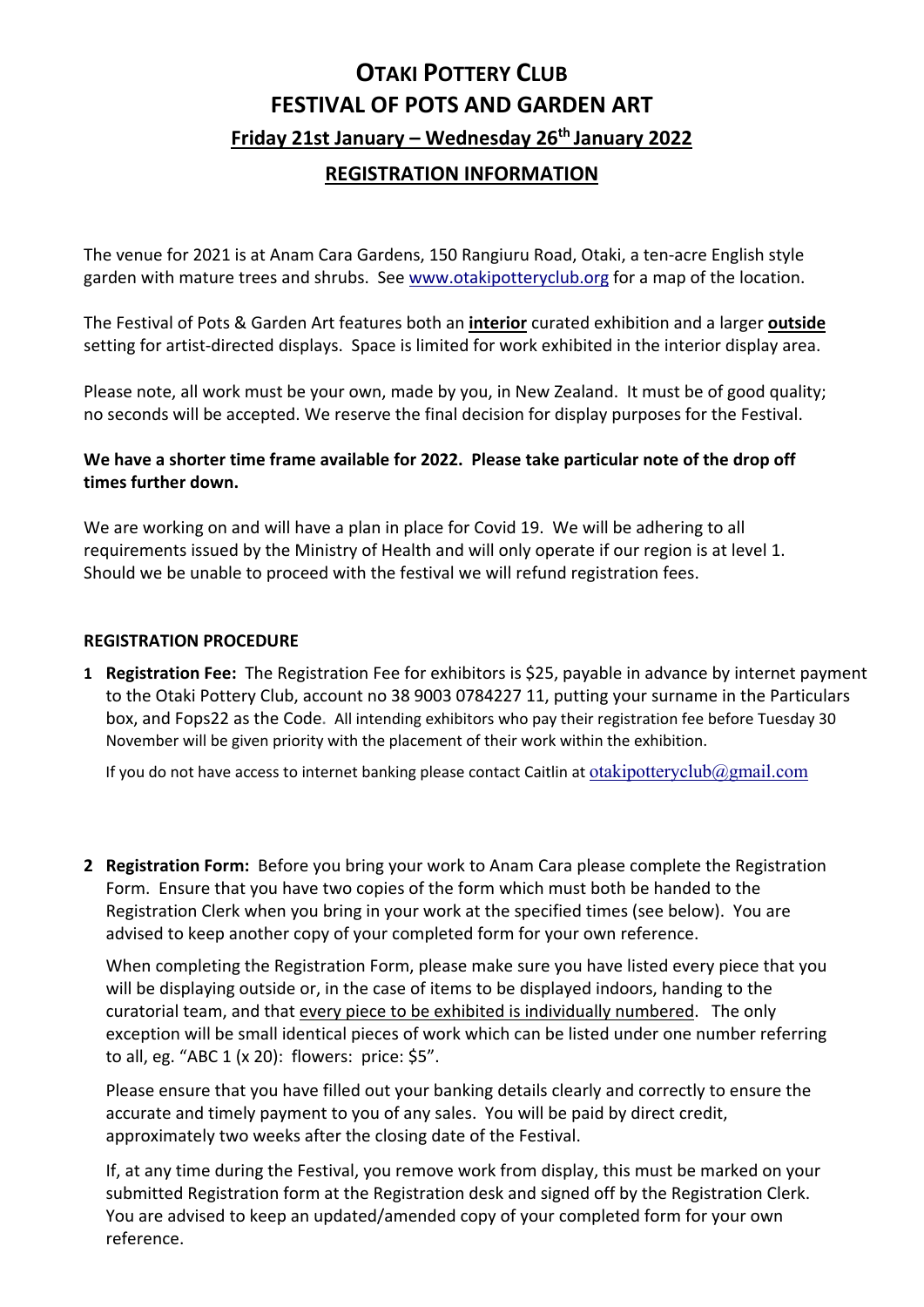# OTAKI POTTERY CLUB
# FESTIVAL OF POTS AND GARDEN ART

## Friday 21st January – Wednesday 26th January 2022

## REGISTRATION INFORMATION

The venue for 2021 is at Anam Cara Gardens, 150 Rangiuru Road, Otaki, a ten-acre English style garden with mature trees and shrubs. See www.otakipotteryclub.org for a map of the location.

The Festival of Pots & Garden Art features both an **interior** curated exhibition and a larger **outside** setting for artist-directed displays. Space is limited for work exhibited in the interior display area.

Please note, all work must be your own, made by you, in New Zealand. It must be of good quality; no seconds will be accepted. We reserve the final decision for display purposes for the Festival.

**We have a shorter time frame available for 2022. Please take particular note of the drop off times further down.**

We are working on and will have a plan in place for Covid 19. We will be adhering to all requirements issued by the Ministry of Health and will only operate if our region is at level 1. Should we be unable to proceed with the festival we will refund registration fees.

**REGISTRATION PROCEDURE**

1. **Registration Fee:** The Registration Fee for exhibitors is $25, payable in advance by internet payment to the Otaki Pottery Club, account no 38 9003 0784227 11, putting your surname in the Particulars box, and Fops22 as the Code. All intending exhibitors who pay their registration fee before Tuesday 30 November will be given priority with the placement of their work within the exhibition.

   If you do not have access to internet banking please contact Caitlin at otakipotteryclub@gmail.com

2. **Registration Form:** Before you bring your work to Anam Cara please complete the Registration Form. Ensure that you have two copies of the form which must both be handed to the Registration Clerk when you bring in your work at the specified times (see below). You are advised to keep another copy of your completed form for your own reference.

   When completing the Registration Form, please make sure you have listed every piece that you will be displaying outside or, in the case of items to be displayed indoors, handing to the curatorial team, and that every piece to be exhibited is individually numbered. The only exception will be small identical pieces of work which can be listed under one number referring to all, eg. "ABC 1 (x 20): flowers: price: $5".

   Please ensure that you have filled out your banking details clearly and correctly to ensure the accurate and timely payment to you of any sales. You will be paid by direct credit, approximately two weeks after the closing date of the Festival.

   If, at any time during the Festival, you remove work from display, this must be marked on your submitted Registration form at the Registration desk and signed off by the Registration Clerk. You are advised to keep an updated/amended copy of your completed form for your own reference.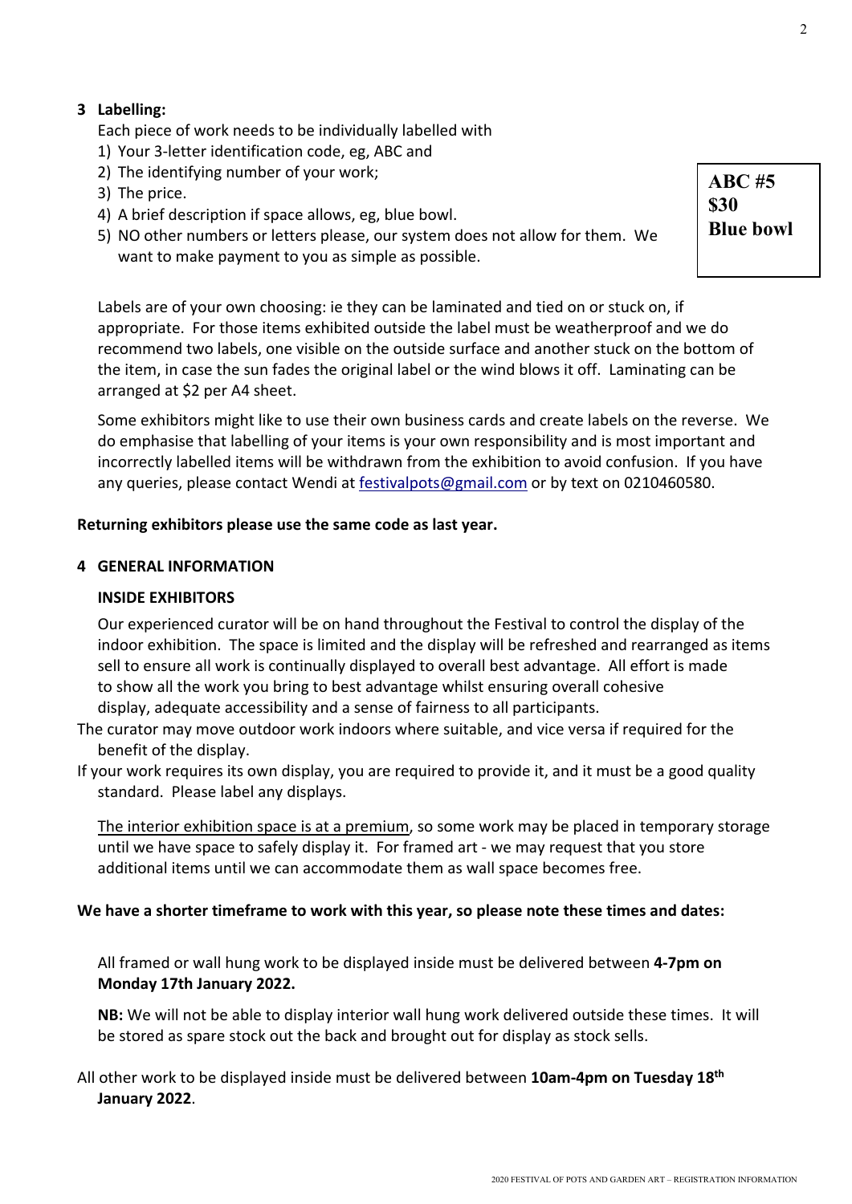## 3 Labelling:

Each piece of work needs to be individually labelled with

1) Your 3-letter identification code, eg, ABC and
2) The identifying number of your work;
3) The price.
4) A brief description if space allows, eg, blue bowl.
5) NO other numbers or letters please, our system does not allow for them. We want to make payment to you as simple as possible.

**ABC #5**
**$30**
**Blue bowl**

Labels are of your own choosing: ie they can be laminated and tied on or stuck on, if appropriate. For those items exhibited outside the label must be weatherproof and we do recommend two labels, one visible on the outside surface and another stuck on the bottom of the item, in case the sun fades the original label or the wind blows it off. Laminating can be arranged at $2 per A4 sheet.

Some exhibitors might like to use their own business cards and create labels on the reverse. We do emphasise that labelling of your items is your own responsibility and is most important and incorrectly labelled items will be withdrawn from the exhibition to avoid confusion. If you have any queries, please contact Wendi at festivalpots@gmail.com or by text on 0210460580.

**Returning exhibitors please use the same code as last year.**

## 4 GENERAL INFORMATION

### INSIDE EXHIBITORS

Our experienced curator will be on hand throughout the Festival to control the display of the indoor exhibition. The space is limited and the display will be refreshed and rearranged as items sell to ensure all work is continually displayed to overall best advantage. All effort is made to show all the work you bring to best advantage whilst ensuring overall cohesive display, adequate accessibility and a sense of fairness to all participants.

The curator may move outdoor work indoors where suitable, and vice versa if required for the benefit of the display.

If your work requires its own display, you are required to provide it, and it must be a good quality standard. Please label any displays.

The interior exhibition space is at a premium, so some work may be placed in temporary storage until we have space to safely display it. For framed art - we may request that you store additional items until we can accommodate them as wall space becomes free.

**We have a shorter timeframe to work with this year, so please note these times and dates:**

All framed or wall hung work to be displayed inside must be delivered between **4-7pm on Monday 17th January 2022.**

**NB:** We will not be able to display interior wall hung work delivered outside these times. It will be stored as spare stock out the back and brought out for display as stock sells.

All other work to be displayed inside must be delivered between **10am-4pm on Tuesday 18th January 2022**.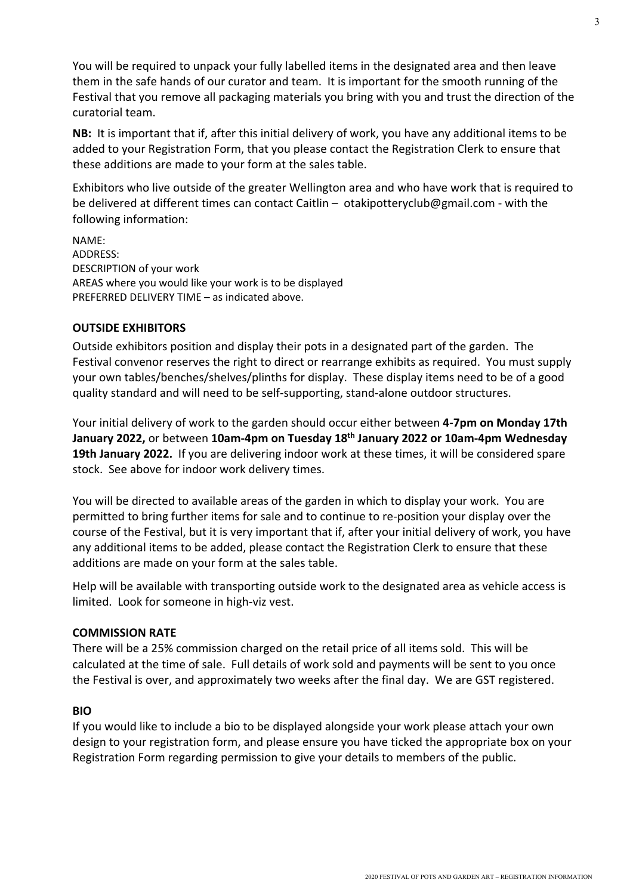You will be required to unpack your fully labelled items in the designated area and then leave them in the safe hands of our curator and team. It is important for the smooth running of the Festival that you remove all packaging materials you bring with you and trust the direction of the curatorial team.

**NB:** It is important that if, after this initial delivery of work, you have any additional items to be added to your Registration Form, that you please contact the Registration Clerk to ensure that these additions are made to your form at the sales table.

Exhibitors who live outside of the greater Wellington area and who have work that is required to be delivered at different times can contact Caitlin – otakipotteryclub@gmail.com - with the following information:

NAME:
ADDRESS:
DESCRIPTION of your work
AREAS where you would like your work is to be displayed
PREFERRED DELIVERY TIME – as indicated above.

**OUTSIDE EXHIBITORS**

Outside exhibitors position and display their pots in a designated part of the garden. The Festival convenor reserves the right to direct or rearrange exhibits as required. You must supply your own tables/benches/shelves/plinths for display. These display items need to be of a good quality standard and will need to be self-supporting, stand-alone outdoor structures.

Your initial delivery of work to the garden should occur either between **4-7pm on Monday 17th January 2022,** or between **10am-4pm on Tuesday 18th January 2022 or 10am-4pm Wednesday 19th January 2022.** If you are delivering indoor work at these times, it will be considered spare stock. See above for indoor work delivery times.

You will be directed to available areas of the garden in which to display your work. You are permitted to bring further items for sale and to continue to re-position your display over the course of the Festival, but it is very important that if, after your initial delivery of work, you have any additional items to be added, please contact the Registration Clerk to ensure that these additions are made on your form at the sales table.

Help will be available with transporting outside work to the designated area as vehicle access is limited. Look for someone in high-viz vest.

**COMMISSION RATE**

There will be a 25% commission charged on the retail price of all items sold. This will be calculated at the time of sale. Full details of work sold and payments will be sent to you once the Festival is over, and approximately two weeks after the final day. We are GST registered.

**BIO**

If you would like to include a bio to be displayed alongside your work please attach your own design to your registration form, and please ensure you have ticked the appropriate box on your Registration Form regarding permission to give your details to members of the public.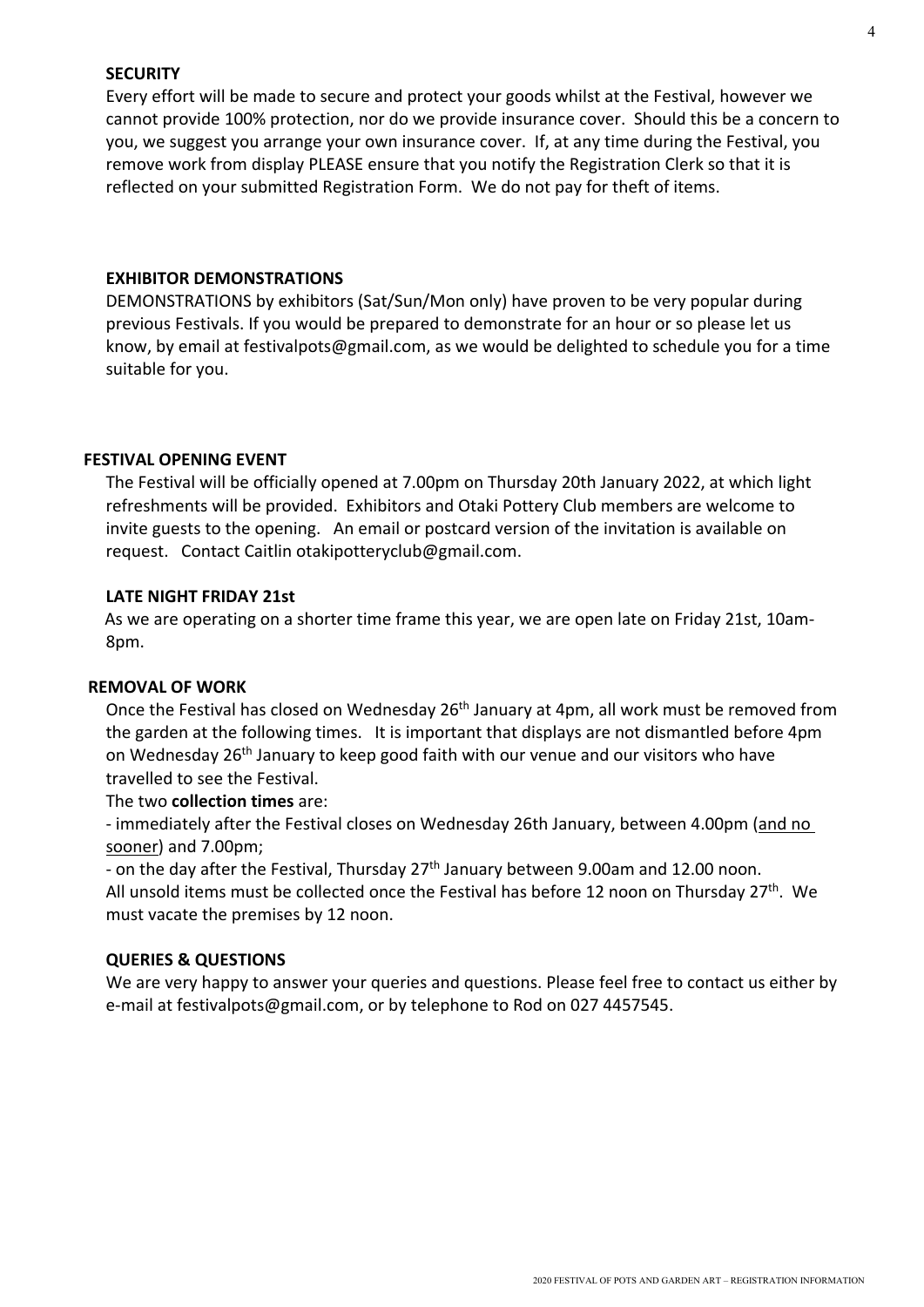**SECURITY**

Every effort will be made to secure and protect your goods whilst at the Festival, however we cannot provide 100% protection, nor do we provide insurance cover. Should this be a concern to you, we suggest you arrange your own insurance cover. If, at any time during the Festival, you remove work from display PLEASE ensure that you notify the Registration Clerk so that it is reflected on your submitted Registration Form. We do not pay for theft of items.

**EXHIBITOR DEMONSTRATIONS**

DEMONSTRATIONS by exhibitors (Sat/Sun/Mon only) have proven to be very popular during previous Festivals. If you would be prepared to demonstrate for an hour or so please let us know, by email at festivalpots@gmail.com, as we would be delighted to schedule you for a time suitable for you.

**FESTIVAL OPENING EVENT**

The Festival will be officially opened at 7.00pm on Thursday 20th January 2022, at which light refreshments will be provided. Exhibitors and Otaki Pottery Club members are welcome to invite guests to the opening. An email or postcard version of the invitation is available on request. Contact Caitlin otakipotteryclub@gmail.com.

**LATE NIGHT FRIDAY 21st**

As we are operating on a shorter time frame this year, we are open late on Friday 21st, 10am-8pm.

**REMOVAL OF WORK**

Once the Festival has closed on Wednesday 26th January at 4pm, all work must be removed from the garden at the following times. It is important that displays are not dismantled before 4pm on Wednesday 26th January to keep good faith with our venue and our visitors who have travelled to see the Festival.

The two **collection times** are:

- immediately after the Festival closes on Wednesday 26th January, between 4.00pm (and no sooner) and 7.00pm;
- on the day after the Festival, Thursday 27th January between 9.00am and 12.00 noon.

All unsold items must be collected once the Festival has before 12 noon on Thursday 27th. We must vacate the premises by 12 noon.

**QUERIES & QUESTIONS**

We are very happy to answer your queries and questions. Please feel free to contact us either by e-mail at festivalpots@gmail.com, or by telephone to Rod on 027 4457545.